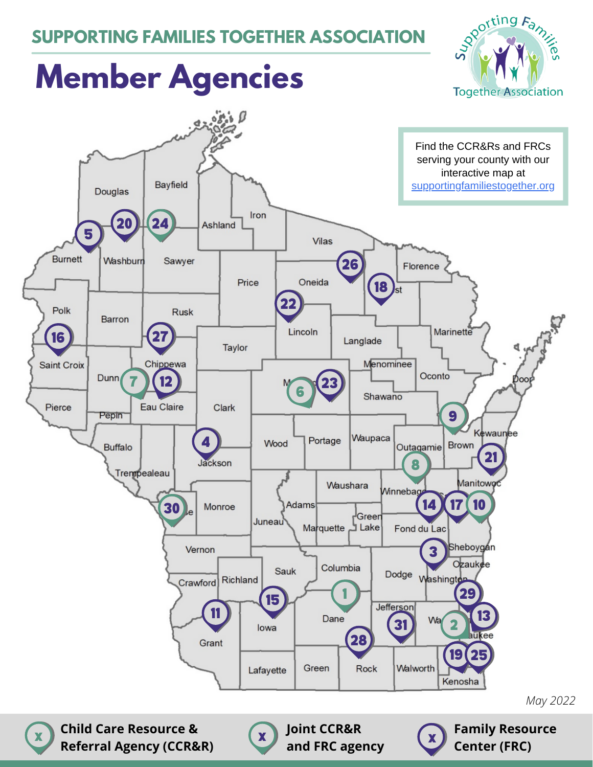## SUPPORTING FAMILIES TOGETHER ASSOCIATION

# Member Agencies

Find the CCR&Rs and FRCs serving your county with our interactive map at supportingfamiliestogether.org

Douglas, Bayfield, Ashland, Iron, Vilas, Burnett, Washburn, Sawyer, Price, Oneida, Florence, Polk, Barron, Rusk, Lincoln, Langlade, Marinette, Saint Croix, Taylor, Menominee, Oconto, Door, Dunn, Chippewa, Pierce, Pepin, Eau Claire, Clark, Shawano, Buffalo, Jackson, Wood, Portage, Waupaca, Outagamie, Brown, Kewaunee, Trempealeau, Waushara, Winnebago, Manitowoc, Monroe, Adams, Juneau, Green Lake, Marquette, Fond du Lac, Vernon, Sheboygan, Ozaukee, Crawford, Richland, Sauk, Columbia, Dodge, Washington, Jefferson, Dane, Iowa, Grant, Lafayette, Green, Rock, Walworth, Kenosha

*May 2022*

**Child Care Resource & Referral Agency (CCR&R)** | **Joint CCR&R and FRC agency** | **Family Resource Center (FRC)**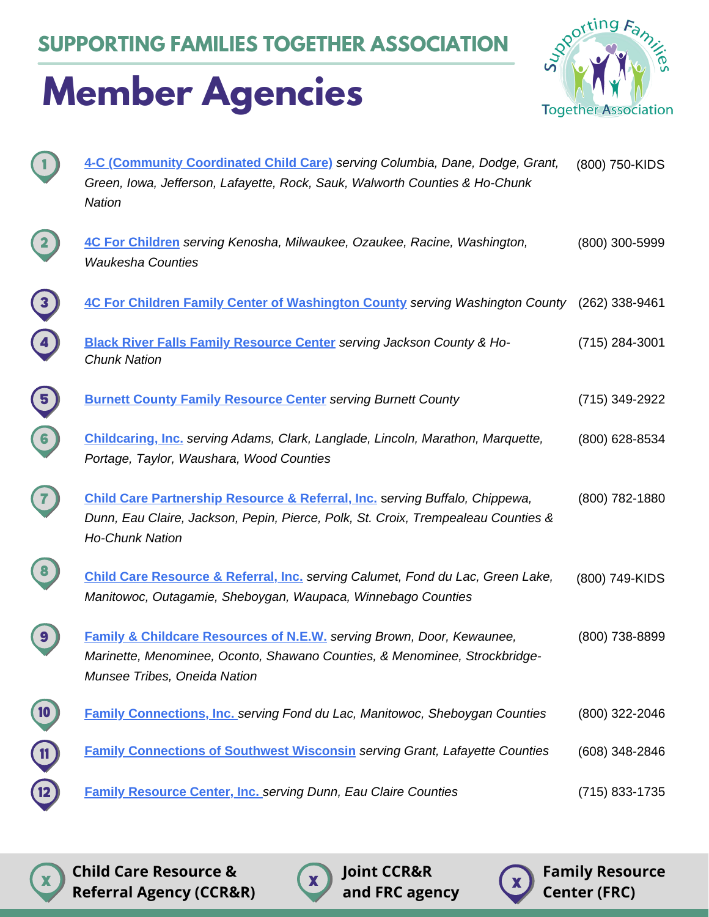## SUPPORTING FAMILIES TOGETHER ASSOCIATION

# Member Agencies

1. **4-C (Community Coordinated Child Care)** *serving Columbia, Dane, Dodge, Grant, Green, Iowa, Jefferson, Lafayette, Rock, Sauk, Walworth Counties & Ho-Chunk Nation* — (800) 750-KIDS

2. **4C For Children** *serving Kenosha, Milwaukee, Ozaukee, Racine, Washington, Waukesha Counties* — (800) 300-5999

3. **4C For Children Family Center of Washington County** *serving Washington County* — (262) 338-9461

4. **Black River Falls Family Resource Center** *serving Jackson County & Ho-Chunk Nation* — (715) 284-3001

5. **Burnett County Family Resource Center** *serving Burnett County* — (715) 349-2922

6. **Childcaring, Inc.** *serving Adams, Clark, Langlade, Lincoln, Marathon, Marquette, Portage, Taylor, Waushara, Wood Counties* — (800) 628-8534

7. **Child Care Partnership Resource & Referral, Inc.** *serving Buffalo, Chippewa, Dunn, Eau Claire, Jackson, Pepin, Pierce, Polk, St. Croix, Trempealeau Counties & Ho-Chunk Nation* — (800) 782-1880

8. **Child Care Resource & Referral, Inc.** *serving Calumet, Fond du Lac, Green Lake, Manitowoc, Outagamie, Sheboygan, Waupaca, Winnebago Counties* — (800) 749-KIDS

9. **Family & Childcare Resources of N.E.W.** *serving Brown, Door, Kewaunee, Marinette, Menominee, Oconto, Shawano Counties, & Menominee, Strockbridge-Munsee Tribes, Oneida Nation* — (800) 738-8899

10. **Family Connections, Inc.** *serving Fond du Lac, Manitowoc, Sheboygan Counties* — (800) 322-2046

11. **Family Connections of Southwest Wisconsin** *serving Grant, Lafayette Counties* — (608) 348-2846

12. **Family Resource Center, Inc.** *serving Dunn, Eau Claire Counties* — (715) 833-1735

**Child Care Resource & Referral Agency (CCR&R)** | **Joint CCR&R and FRC agency** | **Family Resource Center (FRC)**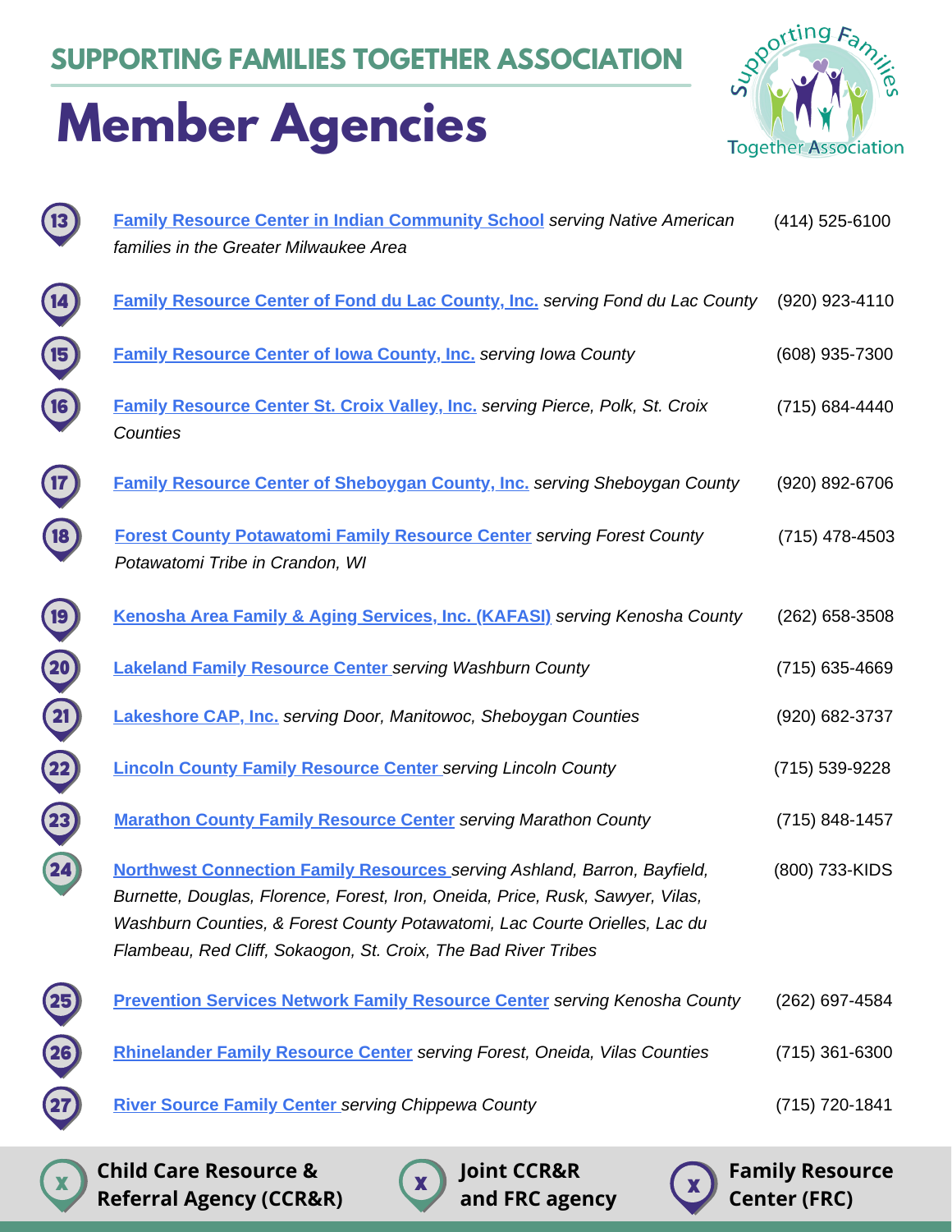## SUPPORTING FAMILIES TOGETHER ASSOCIATION

# Member Agencies

| # | Agency | Phone |
|---|---|---|
| 13 | **Family Resource Center in Indian Community School** *serving Native American families in the Greater Milwaukee Area* | (414) 525-6100 |
| 14 | **Family Resource Center of Fond du Lac County, Inc.** *serving Fond du Lac County* | (920) 923-4110 |
| 15 | **Family Resource Center of Iowa County, Inc.** *serving Iowa County* | (608) 935-7300 |
| 16 | **Family Resource Center St. Croix Valley, Inc.** *serving Pierce, Polk, St. Croix Counties* | (715) 684-4440 |
| 17 | **Family Resource Center of Sheboygan County, Inc.** *serving Sheboygan County* | (920) 892-6706 |
| 18 | **Forest County Potawatomi Family Resource Center** *serving Forest County Potawatomi Tribe in Crandon, WI* | (715) 478-4503 |
| 19 | **Kenosha Area Family & Aging Services, Inc. (KAFASI)** *serving Kenosha County* | (262) 658-3508 |
| 20 | **Lakeland Family Resource Center** *serving Washburn County* | (715) 635-4669 |
| 21 | **Lakeshore CAP, Inc.** *serving Door, Manitowoc, Sheboygan Counties* | (920) 682-3737 |
| 22 | **Lincoln County Family Resource Center** *serving Lincoln County* | (715) 539-9228 |
| 23 | **Marathon County Family Resource Center** *serving Marathon County* | (715) 848-1457 |
| 24 | **Northwest Connection Family Resources** *serving Ashland, Barron, Bayfield, Burnette, Douglas, Florence, Forest, Iron, Oneida, Price, Rusk, Sawyer, Vilas, Washburn Counties, & Forest County Potawatomi, Lac Courte Orielles, Lac du Flambeau, Red Cliff, Sokaogon, St. Croix, The Bad River Tribes* | (800) 733-KIDS |
| 25 | **Prevention Services Network Family Resource Center** *serving Kenosha County* | (262) 697-4584 |
| 26 | **Rhinelander Family Resource Center** *serving Forest, Oneida, Vilas Counties* | (715) 361-6300 |
| 27 | **River Source Family Center** *serving Chippewa County* | (715) 720-1841 |

**Legend:**

- **Child Care Resource & Referral Agency (CCR&R)**
- **Joint CCR&R and FRC agency**
- **Family Resource Center (FRC)**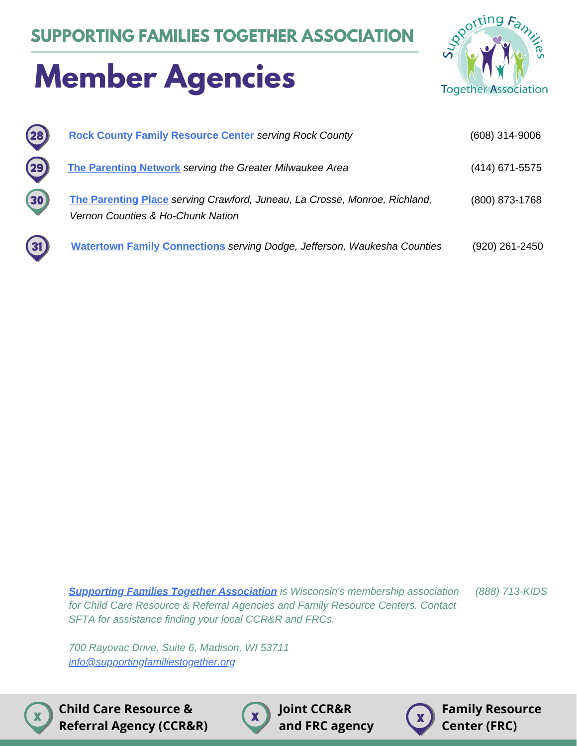## SUPPORTING FAMILIES TOGETHER ASSOCIATION

# Member Agencies

| | | |
|---|---|---|
| 28 | **Rock County Family Resource Center** *serving Rock County* | (608) 314-9006 |
| 29 | **The Parenting Network** *serving the Greater Milwaukee Area* | (414) 671-5575 |
| 30 | **The Parenting Place** *serving Crawford, Juneau, La Crosse, Monroe, Richland, Vernon Counties & Ho-Chunk Nation* | (800) 873-1768 |
| 31 | **Watertown Family Connections** *serving Dodge, Jefferson, Waukesha Counties* | (920) 261-2450 |

***Supporting Families Together Association*** *is Wisconsin's membership association for Child Care Resource & Referral Agencies and Family Resource Centers. Contact SFTA for assistance finding your local CCR&R and FRCs.* *(888) 713-KIDS*

*700 Rayovac Drive, Suite 6, Madison, WI 53711*
*info@supportingfamiliestogether.org*

**Child Care Resource & Referral Agency (CCR&R)** | **Joint CCR&R and FRC agency** | **Family Resource Center (FRC)**